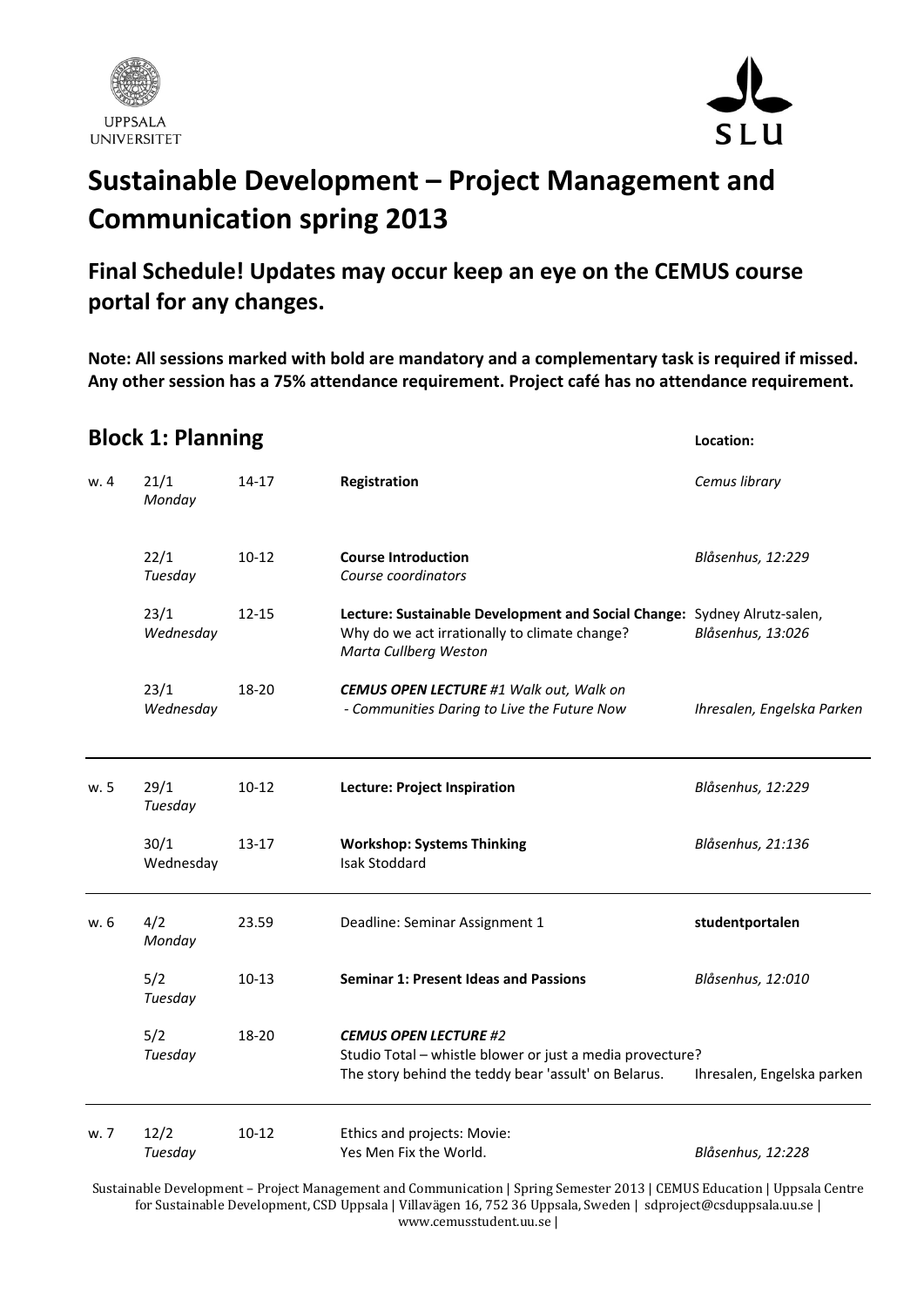# Sustainable Development – Project Management and Communication spring 2013

## Final Schedule! Updates may occur keep an eye on the CEMUS course portal for any changes.

**Note: All sessions marked with bold are mandatory and a complementary task is required if missed. Any other session has a 75% attendance requirement. Project café has no attendance requirement.**

## Block 1: Planning

| Week | Date | Time | Session | Location: |
|---|---|---|---|---|
| w. 4 | 21/1 *Monday* | 14-17 | **Registration** | *Cemus library* |
| | 22/1 *Tuesday* | 10-12 | **Course Introduction** *Course coordinators* | *Blåsenhus, 12:229* |
| | 23/1 *Wednesday* | 12-15 | **Lecture: Sustainable Development and Social Change:** Why do we act irrationally to climate change? *Marta Cullberg Weston* | Sydney Alrutz-salen, *Blåsenhus, 13:026* |
| | 23/1 *Wednesday* | 18-20 | ***CEMUS OPEN LECTURE*** *#1 Walk out, Walk on - Communities Daring to Live the Future Now* | *Ihresalen, Engelska Parken* |
| w. 5 | 29/1 *Tuesday* | 10-12 | **Lecture: Project Inspiration** | *Blåsenhus, 12:229* |
| | 30/1 Wednesday | 13-17 | **Workshop: Systems Thinking** Isak Stoddard | *Blåsenhus, 21:136* |
| w. 6 | 4/2 *Monday* | 23.59 | Deadline: Seminar Assignment 1 | **studentportalen** |
| | 5/2 *Tuesday* | 10-13 | **Seminar 1: Present Ideas and Passions** | *Blåsenhus, 12:010* |
| | 5/2 *Tuesday* | 18-20 | ***CEMUS OPEN LECTURE*** *#2* Studio Total – whistle blower or just a media provecture? The story behind the teddy bear 'assult' on Belarus. | Ihresalen, Engelska parken |
| w. 7 | 12/2 *Tuesday* | 10-12 | Ethics and projects: Movie: Yes Men Fix the World. | *Blåsenhus, 12:228* |

Sustainable Development – Project Management and Communication | Spring Semester 2013 | CEMUS Education | Uppsala Centre for Sustainable Development, CSD Uppsala | Villavägen 16, 752 36 Uppsala, Sweden | sdproject@csduppsala.uu.se | www.cemusstudent.uu.se |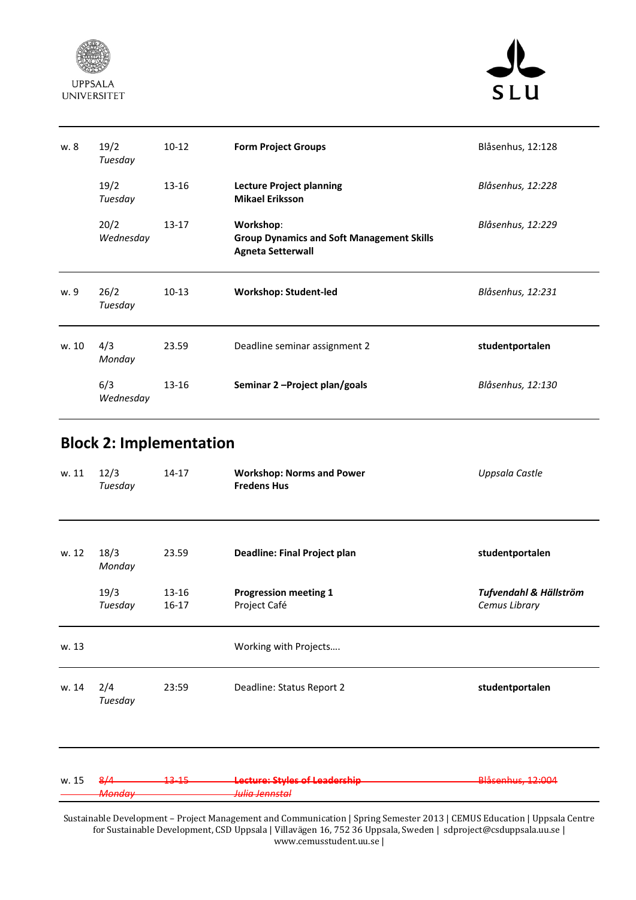| | | | | |
|---|---|---|---|---|
| w. 8 | 19/2 *Tuesday* | 10-12 | **Form Project Groups** | Blåsenhus, 12:128 |
| | 19/2 *Tuesday* | 13-16 | **Lecture Project planning** **Mikael Eriksson** | *Blåsenhus, 12:228* |
| | 20/2 *Wednesday* | 13-17 | **Workshop**: **Group Dynamics and Soft Management Skills** **Agneta Setterwall** | *Blåsenhus, 12:229* |
| w. 9 | 26/2 *Tuesday* | 10-13 | **Workshop: Student-led** | *Blåsenhus, 12:231* |
| w. 10 | 4/3 *Monday* | 23.59 | Deadline seminar assignment 2 | **studentportalen** |
| | 6/3 *Wednesday* | 13-16 | **Seminar 2 –Project plan/goals** | *Blåsenhus, 12:130* |

## Block 2: Implementation

| | | | | |
|---|---|---|---|---|
| w. 11 | 12/3 *Tuesday* | 14-17 | **Workshop: Norms and Power** **Fredens Hus** | *Uppsala Castle* |
| w. 12 | 18/3 *Monday* | 23.59 | **Deadline: Final Project plan** | **studentportalen** |
| | 19/3 *Tuesday* | 13-16 16-17 | **Progression meeting 1** Project Café | ***Tufvendahl & Hällström*** *Cemus Library* |
| w. 13 | | | Working with Projects…. | |
| w. 14 | 2/4 *Tuesday* | 23:59 | Deadline: Status Report 2 | **studentportalen** |
| w. 15 | ~~8/4~~ ~~*Monday*~~ | ~~13-15~~ | ~~**Lecture: Styles of Leadership**~~ ~~*Julia Jennstal*~~ | ~~Blåsenhus, 12:004~~ |

Sustainable Development – Project Management and Communication | Spring Semester 2013 | CEMUS Education | Uppsala Centre for Sustainable Development, CSD Uppsala | Villavägen 16, 752 36 Uppsala, Sweden | sdproject@csduppsala.uu.se | www.cemusstudent.uu.se |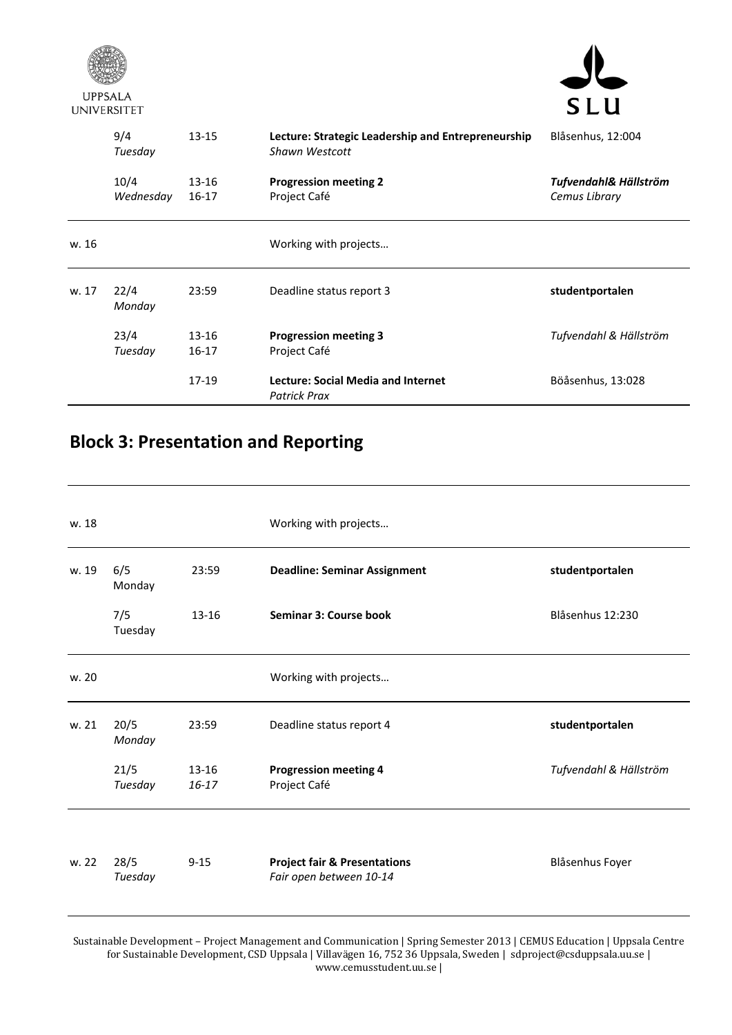| | | | | |
|---|---|---|---|---|
| | 9/4 *Tuesday* | 13-15 | **Lecture: Strategic Leadership and Entrepreneurship** *Shawn Westcott* | Blåsenhus, 12:004 |
| | 10/4 *Wednesday* | 13-16 16-17 | **Progression meeting 2** Project Café | ***Tufvendahl& Hällström*** *Cemus Library* |
| w. 16 | | | Working with projects… | |
| w. 17 | 22/4 *Monday* | 23:59 | Deadline status report 3 | **studentportalen** |
| | 23/4 *Tuesday* | 13-16 16-17 | **Progression meeting 3** Project Café | *Tufvendahl & Hällström* |
| | | 17-19 | **Lecture: Social Media and Internet** *Patrick Prax* | Böåsenhus, 13:028 |

## Block 3: Presentation and Reporting

| | | | | |
|---|---|---|---|---|
| w. 18 | | | Working with projects… | |
| w. 19 | 6/5 Monday | 23:59 | **Deadline: Seminar Assignment** | **studentportalen** |
| | 7/5 Tuesday | 13-16 | **Seminar 3: Course book** | Blåsenhus 12:230 |
| w. 20 | | | Working with projects… | |
| w. 21 | 20/5 *Monday* | 23:59 | Deadline status report 4 | **studentportalen** |
| | 21/5 *Tuesday* | 13-16 *16-17* | **Progression meeting 4** Project Café | *Tufvendahl & Hällström* |
| w. 22 | 28/5 *Tuesday* | 9-15 | **Project fair & Presentations** *Fair open between 10-14* | Blåsenhus Foyer |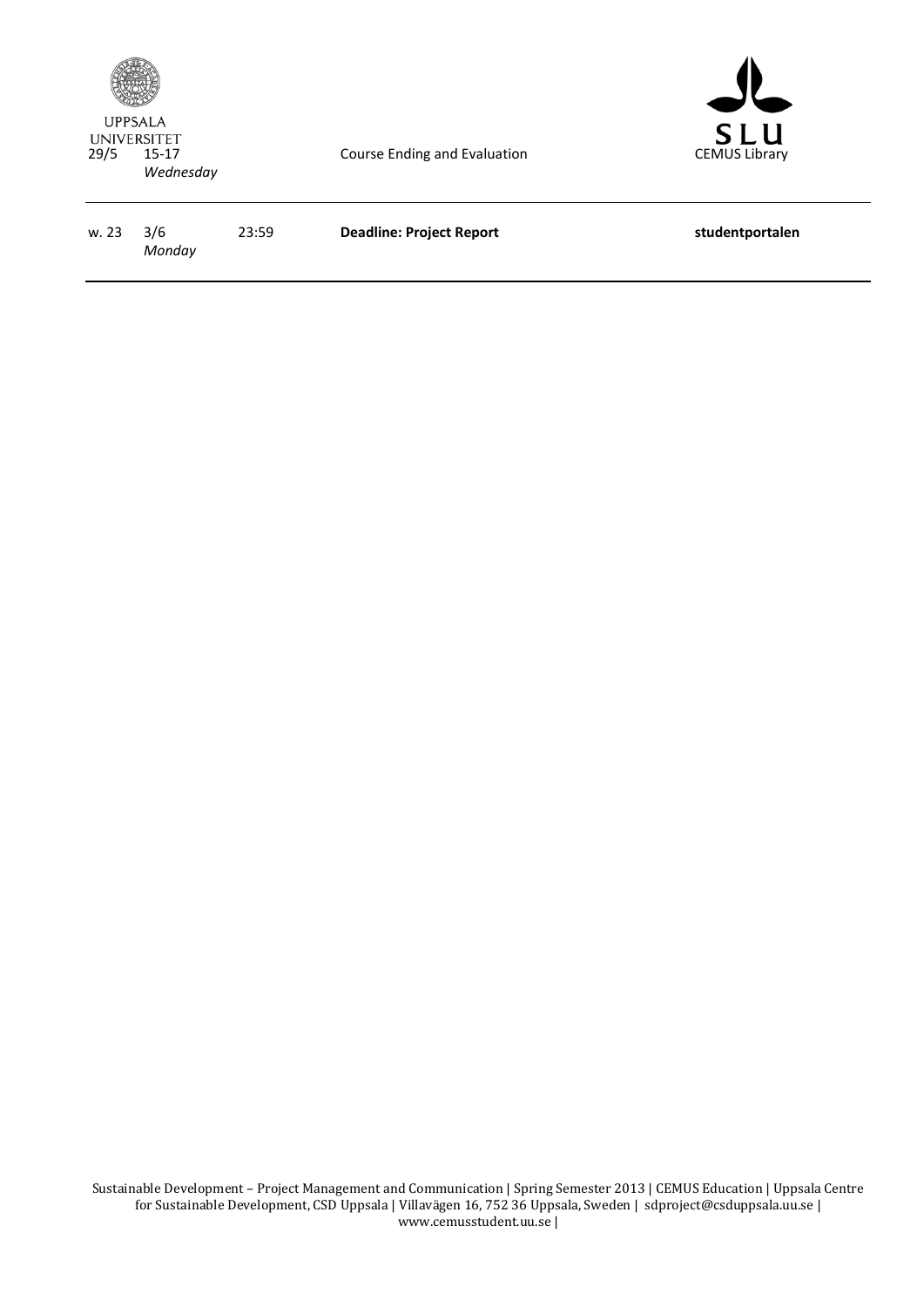| | | | | |
|---|---|---|---|---|
| 29/5 | 15-17 *Wednesday* | | Course Ending and Evaluation | CEMUS Library |
| w. 23 | 3/6 *Monday* | 23:59 | **Deadline: Project Report** | **studentportalen** |